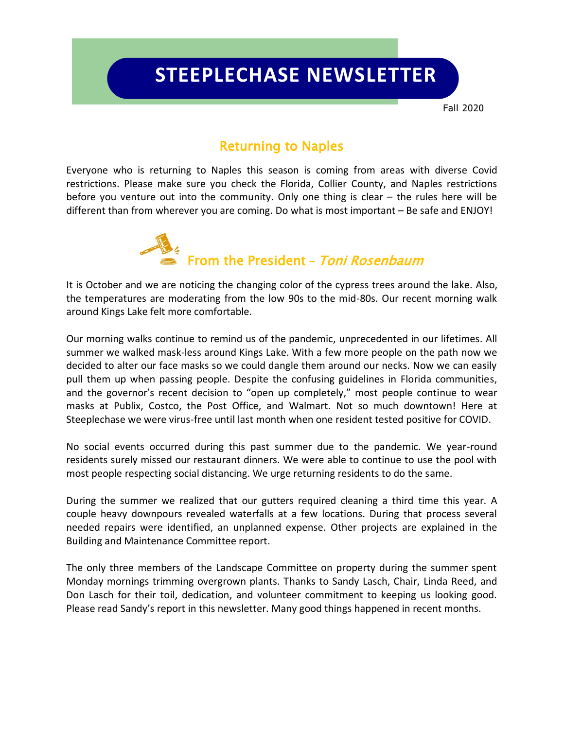# STEEPLECHASE NEWSLETTER

Fall 2020

## Returning to Naples

Everyone who is returning to Naples this season is coming from areas with diverse Covid restrictions. Please make sure you check the Florida, Collier County, and Naples restrictions before you venture out into the community. Only one thing is clear – the rules here will be different than from wherever you are coming. Do what is most important – Be safe and ENJOY!

## From the President – *Toni Rosenbaum*

It is October and we are noticing the changing color of the cypress trees around the lake. Also, the temperatures are moderating from the low 90s to the mid-80s. Our recent morning walk around Kings Lake felt more comfortable.

Our morning walks continue to remind us of the pandemic, unprecedented in our lifetimes. All summer we walked mask-less around Kings Lake. With a few more people on the path now we decided to alter our face masks so we could dangle them around our necks. Now we can easily pull them up when passing people. Despite the confusing guidelines in Florida communities, and the governor's recent decision to "open up completely," most people continue to wear masks at Publix, Costco, the Post Office, and Walmart. Not so much downtown! Here at Steeplechase we were virus-free until last month when one resident tested positive for COVID.

No social events occurred during this past summer due to the pandemic. We year-round residents surely missed our restaurant dinners. We were able to continue to use the pool with most people respecting social distancing. We urge returning residents to do the same.

During the summer we realized that our gutters required cleaning a third time this year. A couple heavy downpours revealed waterfalls at a few locations. During that process several needed repairs were identified, an unplanned expense. Other projects are explained in the Building and Maintenance Committee report.

The only three members of the Landscape Committee on property during the summer spent Monday mornings trimming overgrown plants. Thanks to Sandy Lasch, Chair, Linda Reed, and Don Lasch for their toil, dedication, and volunteer commitment to keeping us looking good. Please read Sandy's report in this newsletter. Many good things happened in recent months.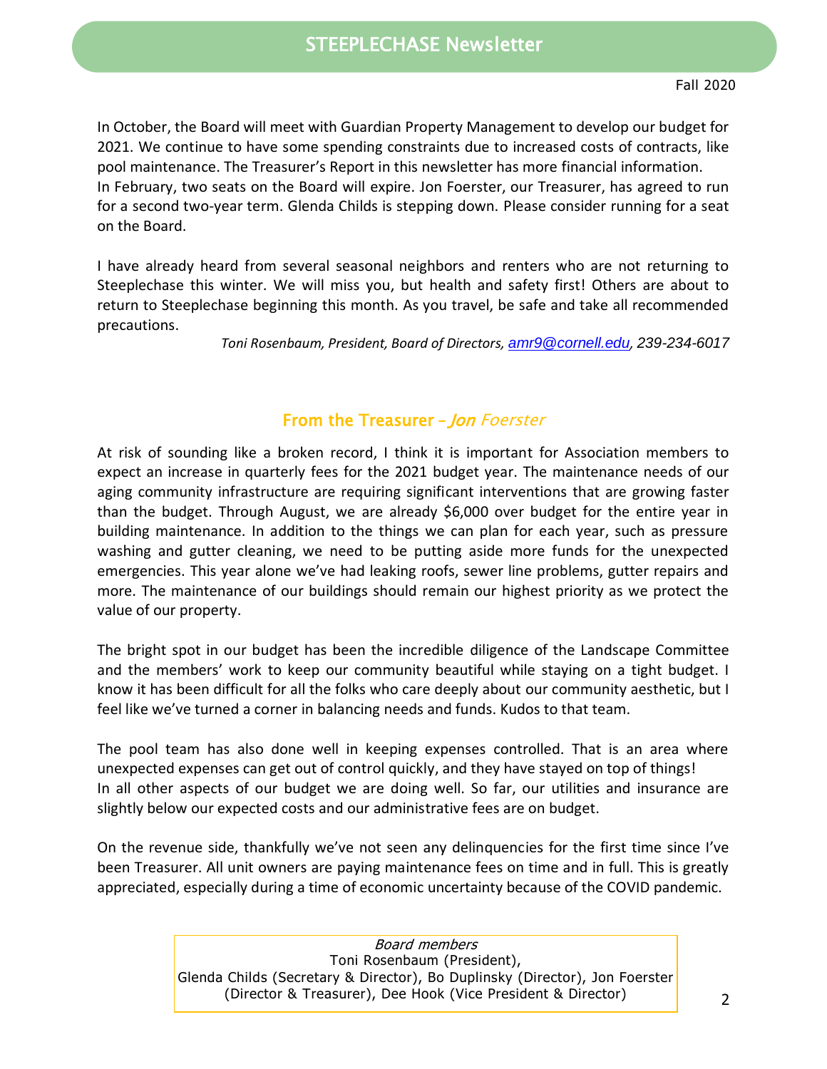In October, the Board will meet with Guardian Property Management to develop our budget for 2021. We continue to have some spending constraints due to increased costs of contracts, like pool maintenance. The Treasurer's Report in this newsletter has more financial information.
In February, two seats on the Board will expire. Jon Foerster, our Treasurer, has agreed to run for a second two-year term. Glenda Childs is stepping down. Please consider running for a seat on the Board.

I have already heard from several seasonal neighbors and renters who are not returning to Steeplechase this winter. We will miss you, but health and safety first! Others are about to return to Steeplechase beginning this month. As you travel, be safe and take all recommended precautions.

*Toni Rosenbaum, President, Board of Directors, amr9@cornell.edu, 239-234-6017*

## From the Treasurer – *Jon Foerster*

At risk of sounding like a broken record, I think it is important for Association members to expect an increase in quarterly fees for the 2021 budget year. The maintenance needs of our aging community infrastructure are requiring significant interventions that are growing faster than the budget. Through August, we are already $6,000 over budget for the entire year in building maintenance. In addition to the things we can plan for each year, such as pressure washing and gutter cleaning, we need to be putting aside more funds for the unexpected emergencies. This year alone we've had leaking roofs, sewer line problems, gutter repairs and more. The maintenance of our buildings should remain our highest priority as we protect the value of our property.

The bright spot in our budget has been the incredible diligence of the Landscape Committee and the members' work to keep our community beautiful while staying on a tight budget. I know it has been difficult for all the folks who care deeply about our community aesthetic, but I feel like we've turned a corner in balancing needs and funds. Kudos to that team.

The pool team has also done well in keeping expenses controlled. That is an area where unexpected expenses can get out of control quickly, and they have stayed on top of things!
In all other aspects of our budget we are doing well. So far, our utilities and insurance are slightly below our expected costs and our administrative fees are on budget.

On the revenue side, thankfully we've not seen any delinquencies for the first time since I've been Treasurer. All unit owners are paying maintenance fees on time and in full. This is greatly appreciated, especially during a time of economic uncertainty because of the COVID pandemic.

*Board members*
Toni Rosenbaum (President),
Glenda Childs (Secretary & Director), Bo Duplinsky (Director), Jon Foerster (Director & Treasurer), Dee Hook (Vice President & Director)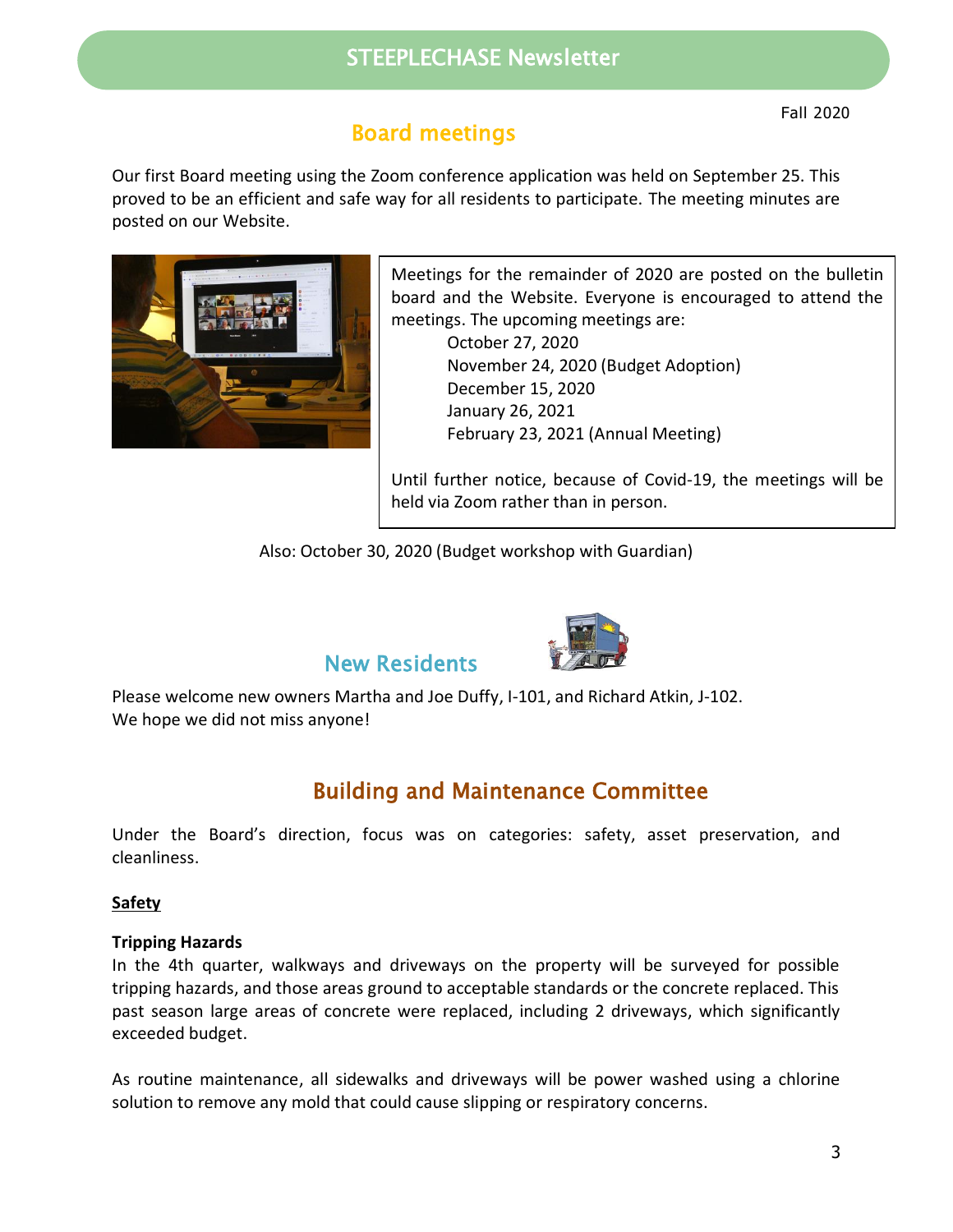# STEEPLECHASE Newsletter

Fall 2020

## Board meetings

Our first Board meeting using the Zoom conference application was held on September 25. This proved to be an efficient and safe way for all residents to participate. The meeting minutes are posted on our Website.

Meetings for the remainder of 2020 are posted on the bulletin board and the Website. Everyone is encouraged to attend the meetings. The upcoming meetings are:

- October 27, 2020
- November 24, 2020 (Budget Adoption)
- December 15, 2020
- January 26, 2021
- February 23, 2021 (Annual Meeting)

Until further notice, because of Covid-19, the meetings will be held via Zoom rather than in person.

Also: October 30, 2020 (Budget workshop with Guardian)

## New Residents

Please welcome new owners Martha and Joe Duffy, I-101, and Richard Atkin, J-102.
We hope we did not miss anyone!

## Building and Maintenance Committee

Under the Board's direction, focus was on categories: safety, asset preservation, and cleanliness.

### Safety

**Tripping Hazards**

In the 4th quarter, walkways and driveways on the property will be surveyed for possible tripping hazards, and those areas ground to acceptable standards or the concrete replaced. This past season large areas of concrete were replaced, including 2 driveways, which significantly exceeded budget.

As routine maintenance, all sidewalks and driveways will be power washed using a chlorine solution to remove any mold that could cause slipping or respiratory concerns.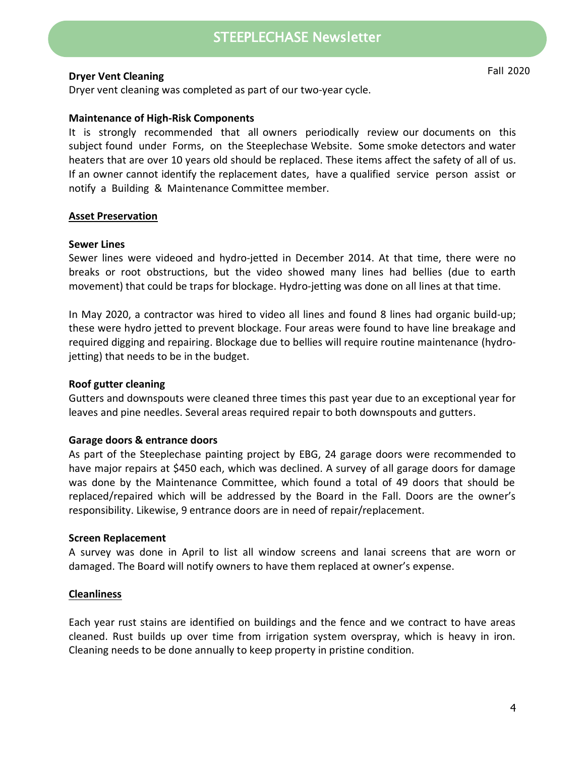**Dryer Vent Cleaning**

Dryer vent cleaning was completed as part of our two-year cycle.

**Maintenance of High-Risk Components**

It is strongly recommended that all owners periodically review our documents on this subject found under Forms, on the Steeplechase Website. Some smoke detectors and water heaters that are over 10 years old should be replaced. These items affect the safety of all of us. If an owner cannot identify the replacement dates, have a qualified service person assist or notify a Building & Maintenance Committee member.

## Asset Preservation

**Sewer Lines**

Sewer lines were videoed and hydro-jetted in December 2014. At that time, there were no breaks or root obstructions, but the video showed many lines had bellies (due to earth movement) that could be traps for blockage. Hydro-jetting was done on all lines at that time.

In May 2020, a contractor was hired to video all lines and found 8 lines had organic build-up; these were hydro jetted to prevent blockage. Four areas were found to have line breakage and required digging and repairing. Blockage due to bellies will require routine maintenance (hydro-jetting) that needs to be in the budget.

**Roof gutter cleaning**

Gutters and downspouts were cleaned three times this past year due to an exceptional year for leaves and pine needles. Several areas required repair to both downspouts and gutters.

**Garage doors & entrance doors**

As part of the Steeplechase painting project by EBG, 24 garage doors were recommended to have major repairs at $450 each, which was declined. A survey of all garage doors for damage was done by the Maintenance Committee, which found a total of 49 doors that should be replaced/repaired which will be addressed by the Board in the Fall. Doors are the owner's responsibility. Likewise, 9 entrance doors are in need of repair/replacement.

**Screen Replacement**

A survey was done in April to list all window screens and lanai screens that are worn or damaged. The Board will notify owners to have them replaced at owner's expense.

## Cleanliness

Each year rust stains are identified on buildings and the fence and we contract to have areas cleaned. Rust builds up over time from irrigation system overspray, which is heavy in iron. Cleaning needs to be done annually to keep property in pristine condition.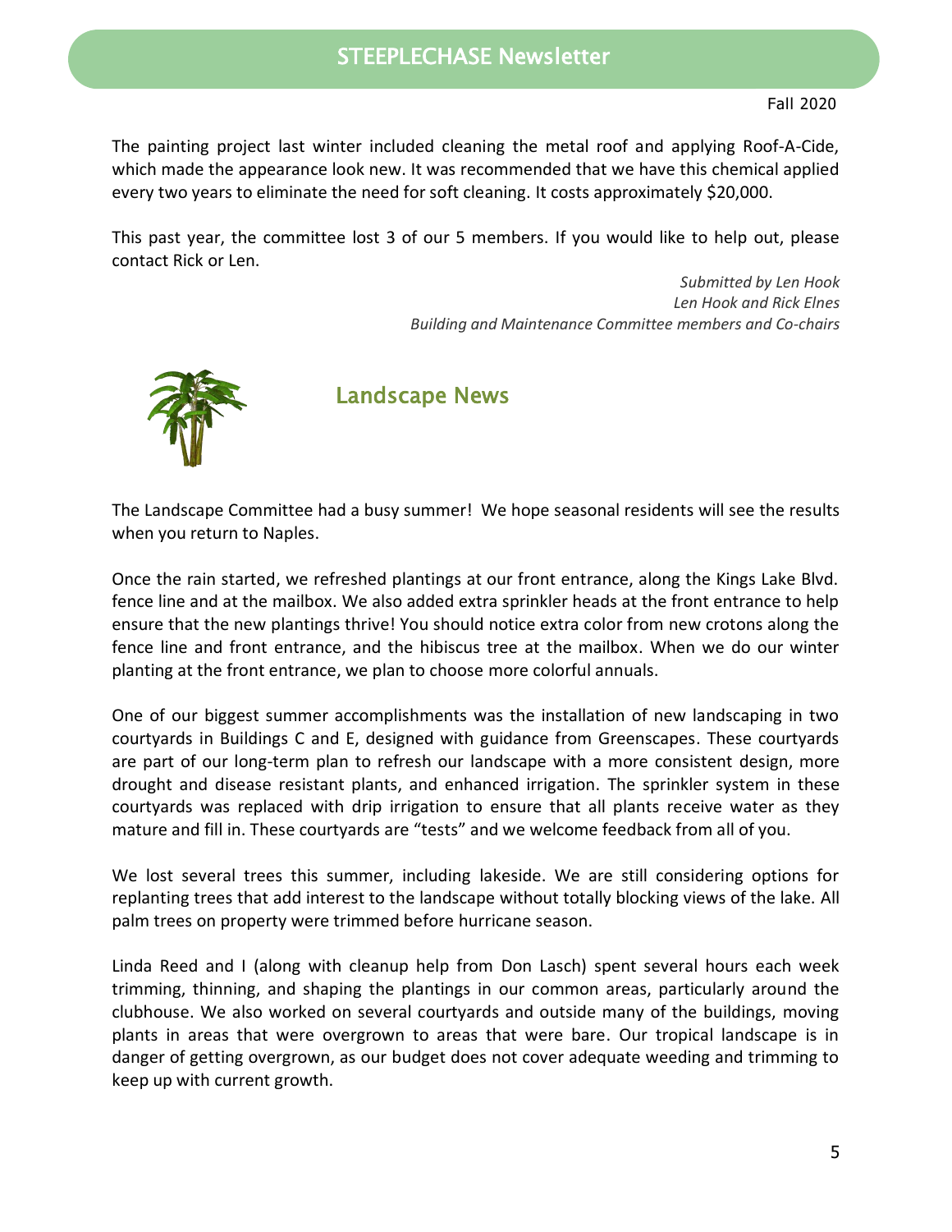The painting project last winter included cleaning the metal roof and applying Roof-A-Cide, which made the appearance look new. It was recommended that we have this chemical applied every two years to eliminate the need for soft cleaning. It costs approximately $20,000.

This past year, the committee lost 3 of our 5 members. If you would like to help out, please contact Rick or Len.

*Submitted by Len Hook*
*Len Hook and Rick Elnes*
*Building and Maintenance Committee members and Co-chairs*

## Landscape News

The Landscape Committee had a busy summer! We hope seasonal residents will see the results when you return to Naples.

Once the rain started, we refreshed plantings at our front entrance, along the Kings Lake Blvd. fence line and at the mailbox. We also added extra sprinkler heads at the front entrance to help ensure that the new plantings thrive! You should notice extra color from new crotons along the fence line and front entrance, and the hibiscus tree at the mailbox. When we do our winter planting at the front entrance, we plan to choose more colorful annuals.

One of our biggest summer accomplishments was the installation of new landscaping in two courtyards in Buildings C and E, designed with guidance from Greenscapes. These courtyards are part of our long-term plan to refresh our landscape with a more consistent design, more drought and disease resistant plants, and enhanced irrigation. The sprinkler system in these courtyards was replaced with drip irrigation to ensure that all plants receive water as they mature and fill in. These courtyards are "tests" and we welcome feedback from all of you.

We lost several trees this summer, including lakeside. We are still considering options for replanting trees that add interest to the landscape without totally blocking views of the lake. All palm trees on property were trimmed before hurricane season.

Linda Reed and I (along with cleanup help from Don Lasch) spent several hours each week trimming, thinning, and shaping the plantings in our common areas, particularly around the clubhouse. We also worked on several courtyards and outside many of the buildings, moving plants in areas that were overgrown to areas that were bare. Our tropical landscape is in danger of getting overgrown, as our budget does not cover adequate weeding and trimming to keep up with current growth.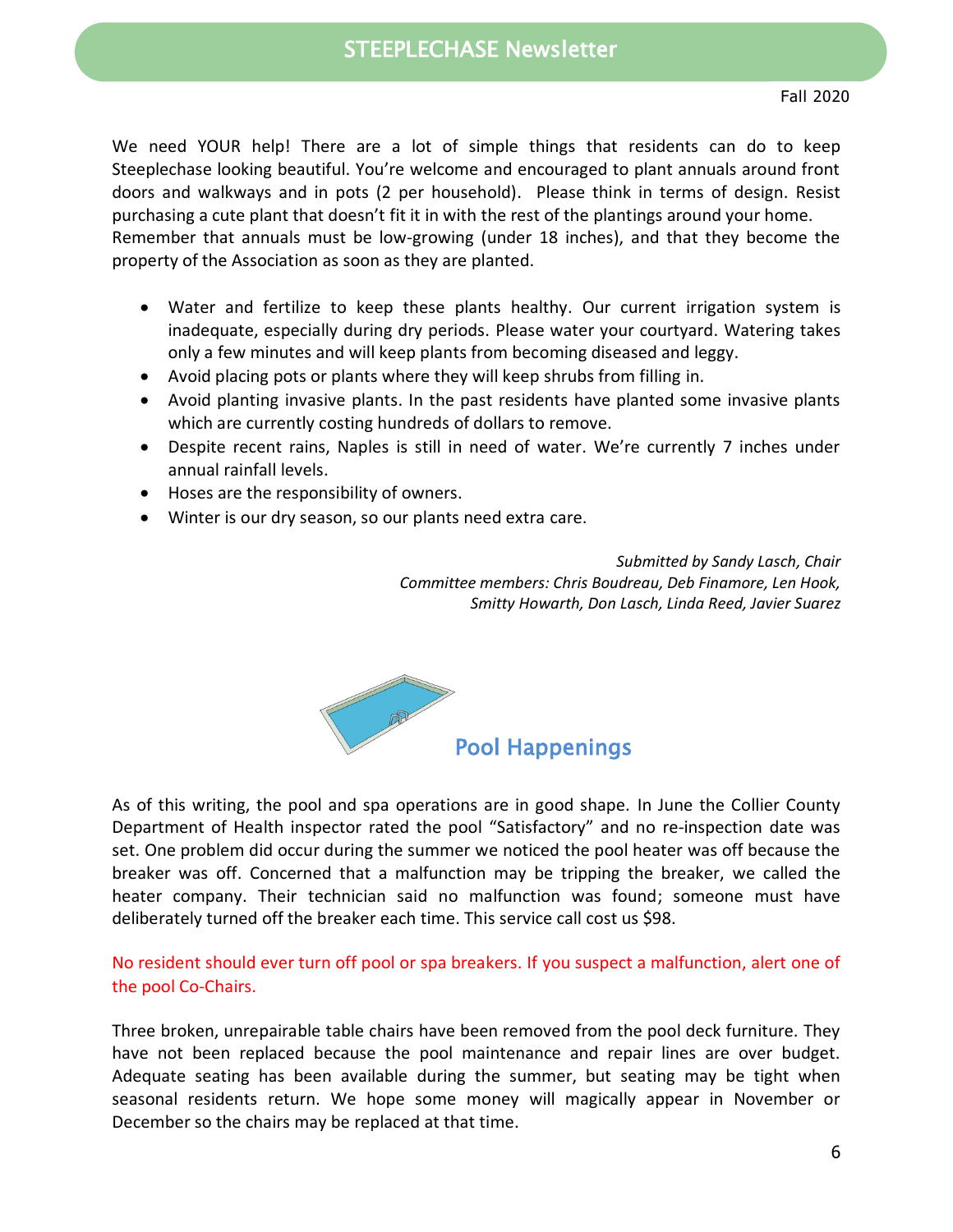We need YOUR help! There are a lot of simple things that residents can do to keep Steeplechase looking beautiful. You're welcome and encouraged to plant annuals around front doors and walkways and in pots (2 per household). Please think in terms of design. Resist purchasing a cute plant that doesn't fit it in with the rest of the plantings around your home. Remember that annuals must be low-growing (under 18 inches), and that they become the property of the Association as soon as they are planted.

- Water and fertilize to keep these plants healthy. Our current irrigation system is inadequate, especially during dry periods. Please water your courtyard. Watering takes only a few minutes and will keep plants from becoming diseased and leggy.
- Avoid placing pots or plants where they will keep shrubs from filling in.
- Avoid planting invasive plants. In the past residents have planted some invasive plants which are currently costing hundreds of dollars to remove.
- Despite recent rains, Naples is still in need of water. We're currently 7 inches under annual rainfall levels.
- Hoses are the responsibility of owners.
- Winter is our dry season, so our plants need extra care.

*Submitted by Sandy Lasch, Chair*
*Committee members: Chris Boudreau, Deb Finamore, Len Hook, Smitty Howarth, Don Lasch, Linda Reed, Javier Suarez*

## Pool Happenings

As of this writing, the pool and spa operations are in good shape. In June the Collier County Department of Health inspector rated the pool "Satisfactory" and no re-inspection date was set. One problem did occur during the summer we noticed the pool heater was off because the breaker was off. Concerned that a malfunction may be tripping the breaker, we called the heater company. Their technician said no malfunction was found; someone must have deliberately turned off the breaker each time. This service call cost us $98.

No resident should ever turn off pool or spa breakers. If you suspect a malfunction, alert one of the pool Co-Chairs.

Three broken, unrepairable table chairs have been removed from the pool deck furniture. They have not been replaced because the pool maintenance and repair lines are over budget. Adequate seating has been available during the summer, but seating may be tight when seasonal residents return. We hope some money will magically appear in November or December so the chairs may be replaced at that time.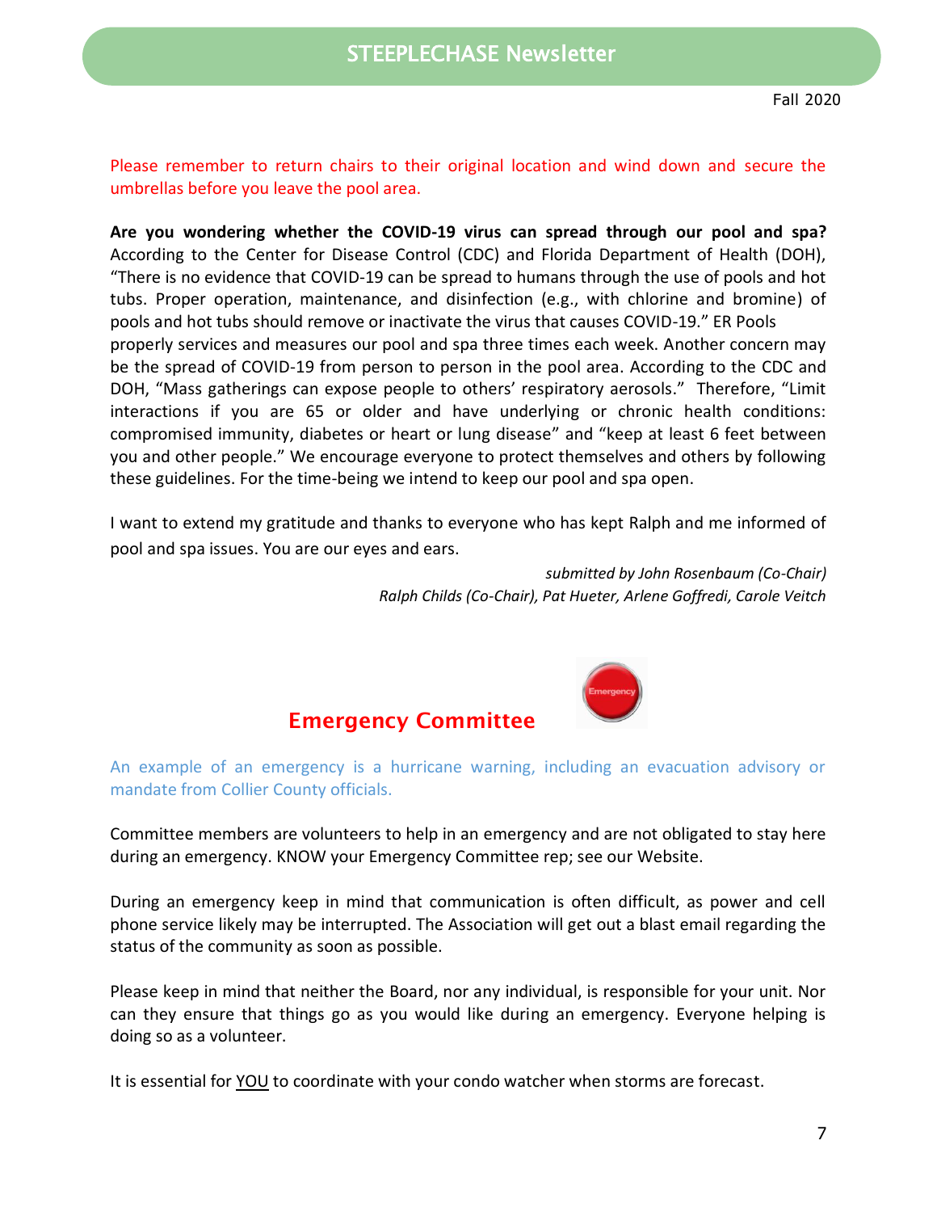Please remember to return chairs to their original location and wind down and secure the umbrellas before you leave the pool area.

**Are you wondering whether the COVID-19 virus can spread through our pool and spa?** According to the Center for Disease Control (CDC) and Florida Department of Health (DOH), "There is no evidence that COVID-19 can be spread to humans through the use of pools and hot tubs. Proper operation, maintenance, and disinfection (e.g., with chlorine and bromine) of pools and hot tubs should remove or inactivate the virus that causes COVID-19." ER Pools properly services and measures our pool and spa three times each week. Another concern may be the spread of COVID-19 from person to person in the pool area. According to the CDC and DOH, "Mass gatherings can expose people to others' respiratory aerosols." Therefore, "Limit interactions if you are 65 or older and have underlying or chronic health conditions: compromised immunity, diabetes or heart or lung disease" and "keep at least 6 feet between you and other people." We encourage everyone to protect themselves and others by following these guidelines. For the time-being we intend to keep our pool and spa open.

I want to extend my gratitude and thanks to everyone who has kept Ralph and me informed of pool and spa issues. You are our eyes and ears.

*submitted by John Rosenbaum (Co-Chair)*
*Ralph Childs (Co-Chair), Pat Hueter, Arlene Goffredi, Carole Veitch*

## Emergency Committee

An example of an emergency is a hurricane warning, including an evacuation advisory or mandate from Collier County officials.

Committee members are volunteers to help in an emergency and are not obligated to stay here during an emergency. KNOW your Emergency Committee rep; see our Website.

During an emergency keep in mind that communication is often difficult, as power and cell phone service likely may be interrupted. The Association will get out a blast email regarding the status of the community as soon as possible.

Please keep in mind that neither the Board, nor any individual, is responsible for your unit. Nor can they ensure that things go as you would like during an emergency. Everyone helping is doing so as a volunteer.

It is essential for YOU to coordinate with your condo watcher when storms are forecast.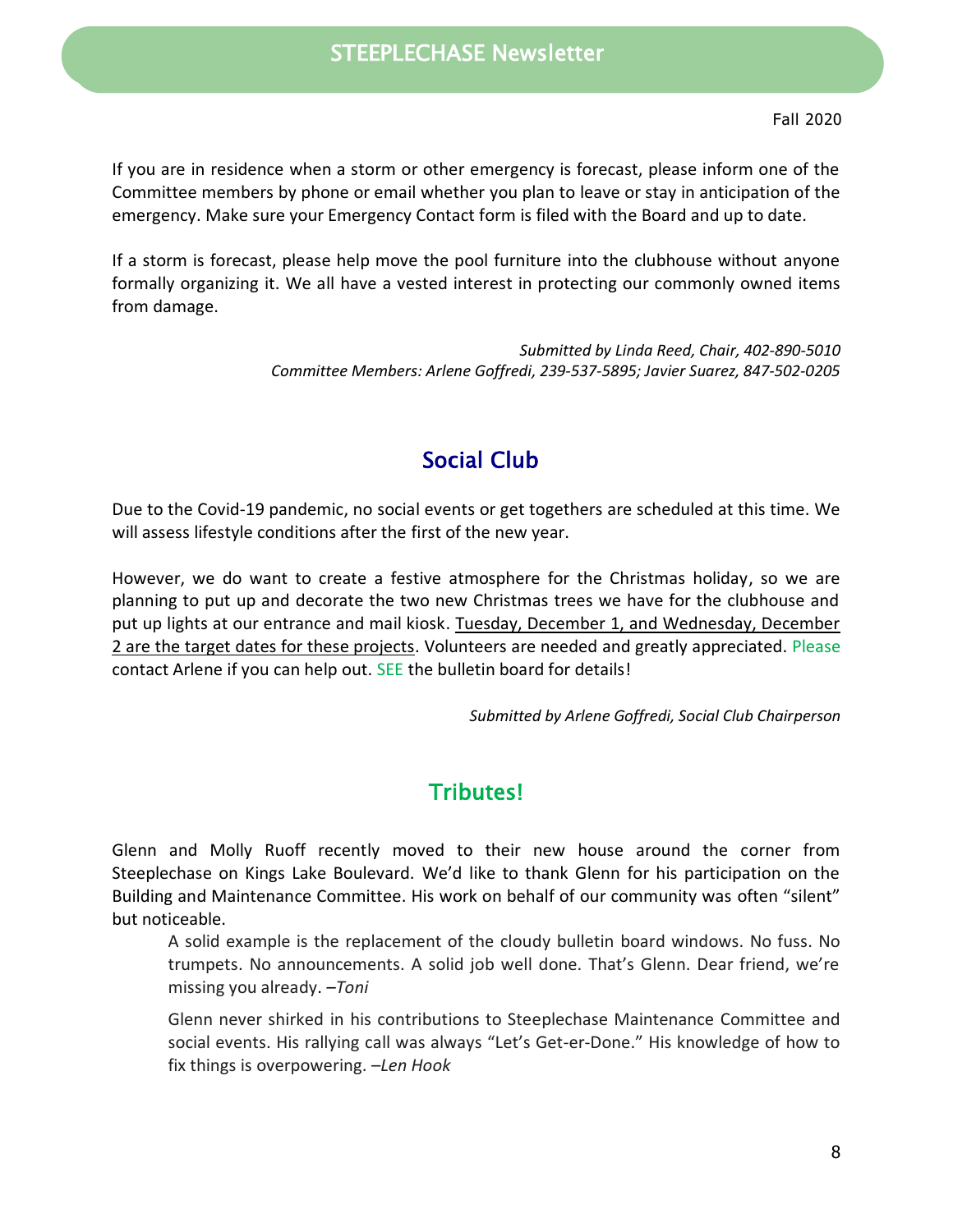If you are in residence when a storm or other emergency is forecast, please inform one of the Committee members by phone or email whether you plan to leave or stay in anticipation of the emergency. Make sure your Emergency Contact form is filed with the Board and up to date.

If a storm is forecast, please help move the pool furniture into the clubhouse without anyone formally organizing it. We all have a vested interest in protecting our commonly owned items from damage.

*Submitted by Linda Reed, Chair, 402-890-5010*
*Committee Members: Arlene Goffredi, 239-537-5895; Javier Suarez, 847-502-0205*

## Social Club

Due to the Covid-19 pandemic, no social events or get togethers are scheduled at this time. We will assess lifestyle conditions after the first of the new year.

However, we do want to create a festive atmosphere for the Christmas holiday, so we are planning to put up and decorate the two new Christmas trees we have for the clubhouse and put up lights at our entrance and mail kiosk. Tuesday, December 1, and Wednesday, December 2 are the target dates for these projects. Volunteers are needed and greatly appreciated. Please contact Arlene if you can help out. SEE the bulletin board for details!

*Submitted by Arlene Goffredi, Social Club Chairperson*

## Tributes!

Glenn and Molly Ruoff recently moved to their new house around the corner from Steeplechase on Kings Lake Boulevard. We'd like to thank Glenn for his participation on the Building and Maintenance Committee. His work on behalf of our community was often "silent" but noticeable.

> A solid example is the replacement of the cloudy bulletin board windows. No fuss. No trumpets. No announcements. A solid job well done. That's Glenn. Dear friend, we're missing you already. –*Toni*

> Glenn never shirked in his contributions to Steeplechase Maintenance Committee and social events. His rallying call was always "Let's Get-er-Done." His knowledge of how to fix things is overpowering. –*Len Hook*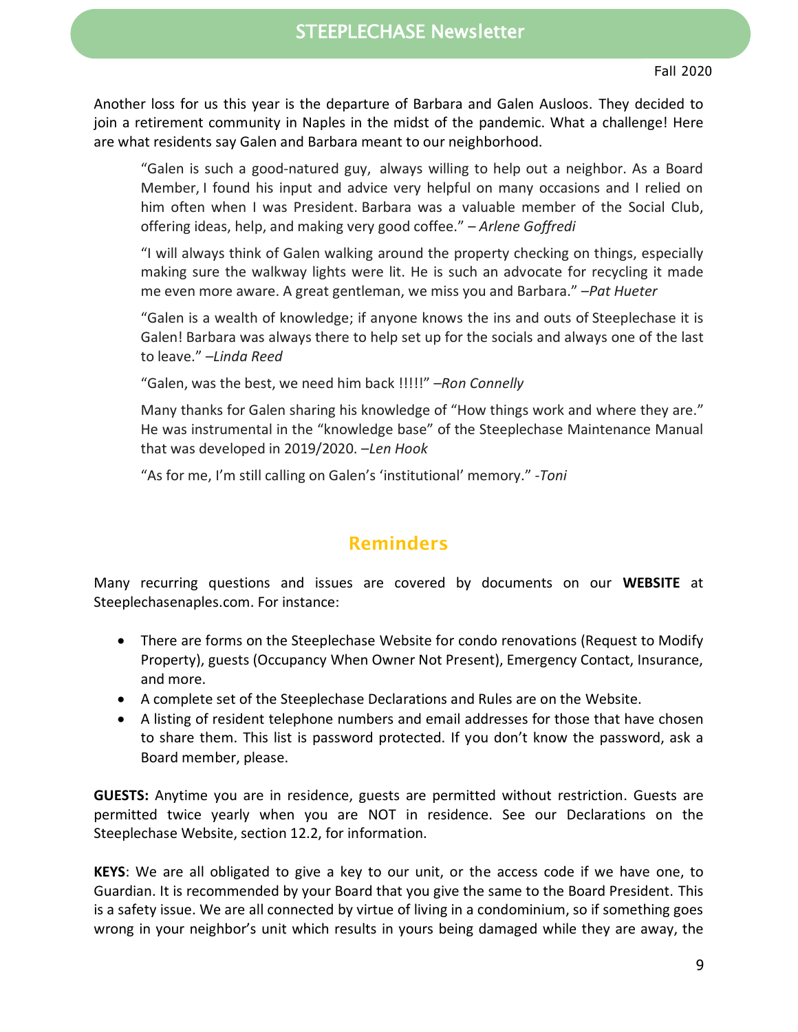Another loss for us this year is the departure of Barbara and Galen Ausloos. They decided to join a retirement community in Naples in the midst of the pandemic. What a challenge! Here are what residents say Galen and Barbara meant to our neighborhood.

> "Galen is such a good-natured guy, always willing to help out a neighbor. As a Board Member, I found his input and advice very helpful on many occasions and I relied on him often when I was President. Barbara was a valuable member of the Social Club, offering ideas, help, and making very good coffee." – *Arlene Goffredi*
>
> "I will always think of Galen walking around the property checking on things, especially making sure the walkway lights were lit. He is such an advocate for recycling it made me even more aware. A great gentleman, we miss you and Barbara." –*Pat Hueter*
>
> "Galen is a wealth of knowledge; if anyone knows the ins and outs of Steeplechase it is Galen! Barbara was always there to help set up for the socials and always one of the last to leave." –*Linda Reed*
>
> "Galen, was the best, we need him back !!!!!" –*Ron Connelly*
>
> Many thanks for Galen sharing his knowledge of "How things work and where they are." He was instrumental in the "knowledge base" of the Steeplechase Maintenance Manual that was developed in 2019/2020. –*Len Hook*
>
> "As for me, I'm still calling on Galen's 'institutional' memory." -*Toni*

## Reminders

Many recurring questions and issues are covered by documents on our **WEBSITE** at Steeplechasenaples.com. For instance:

- There are forms on the Steeplechase Website for condo renovations (Request to Modify Property), guests (Occupancy When Owner Not Present), Emergency Contact, Insurance, and more.
- A complete set of the Steeplechase Declarations and Rules are on the Website.
- A listing of resident telephone numbers and email addresses for those that have chosen to share them. This list is password protected. If you don't know the password, ask a Board member, please.

**GUESTS:** Anytime you are in residence, guests are permitted without restriction. Guests are permitted twice yearly when you are NOT in residence. See our Declarations on the Steeplechase Website, section 12.2, for information.

**KEYS**: We are all obligated to give a key to our unit, or the access code if we have one, to Guardian. It is recommended by your Board that you give the same to the Board President. This is a safety issue. We are all connected by virtue of living in a condominium, so if something goes wrong in your neighbor's unit which results in yours being damaged while they are away, the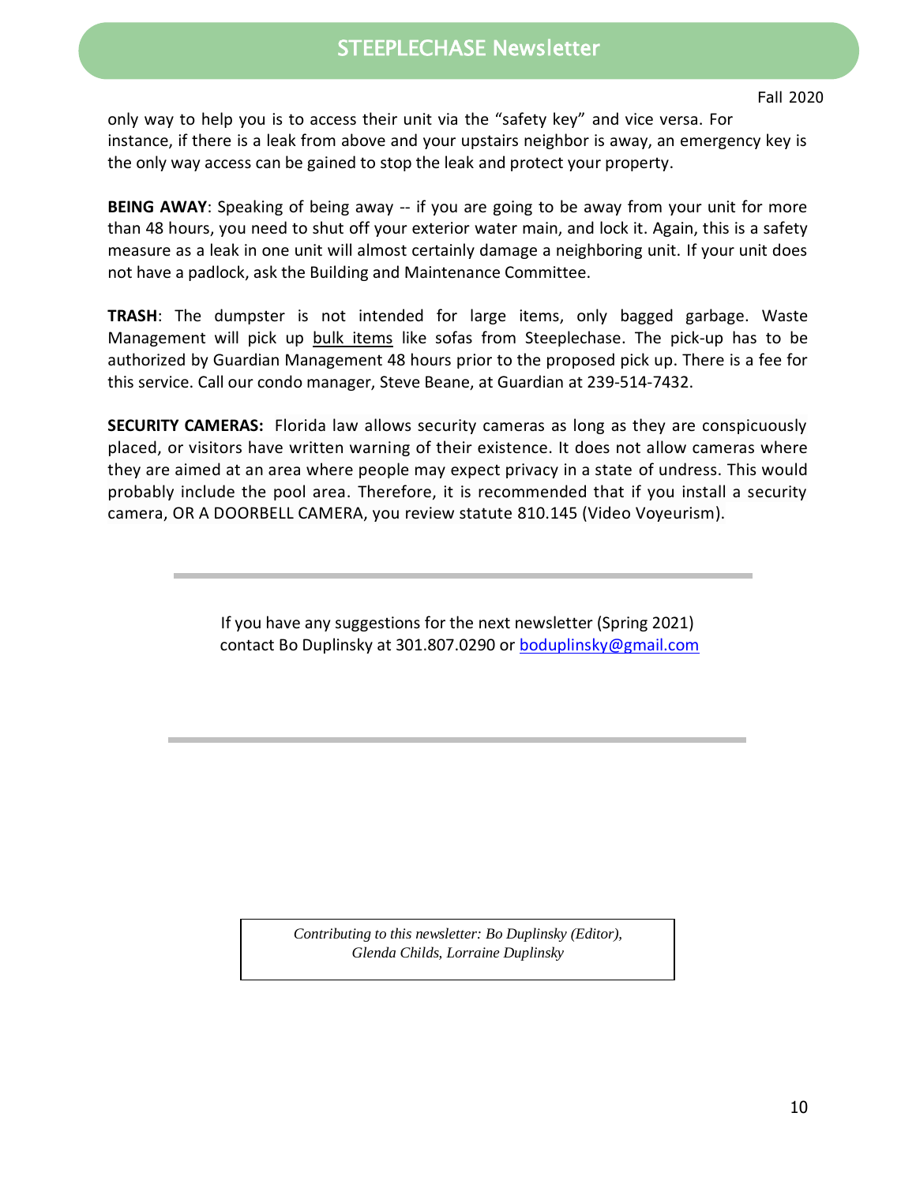only way to help you is to access their unit via the "safety key" and vice versa. For instance, if there is a leak from above and your upstairs neighbor is away, an emergency key is the only way access can be gained to stop the leak and protect your property.

**BEING AWAY**: Speaking of being away -- if you are going to be away from your unit for more than 48 hours, you need to shut off your exterior water main, and lock it. Again, this is a safety measure as a leak in one unit will almost certainly damage a neighboring unit. If your unit does not have a padlock, ask the Building and Maintenance Committee.

**TRASH**: The dumpster is not intended for large items, only bagged garbage. Waste Management will pick up bulk items like sofas from Steeplechase. The pick-up has to be authorized by Guardian Management 48 hours prior to the proposed pick up. There is a fee for this service. Call our condo manager, Steve Beane, at Guardian at 239-514-7432.

**SECURITY CAMERAS:** Florida law allows security cameras as long as they are conspicuously placed, or visitors have written warning of their existence. It does not allow cameras where they are aimed at an area where people may expect privacy in a state of undress. This would probably include the pool area. Therefore, it is recommended that if you install a security camera, OR A DOORBELL CAMERA, you review statute 810.145 (Video Voyeurism).

---

If you have any suggestions for the next newsletter (Spring 2021) contact Bo Duplinsky at 301.807.0290 or boduplinsky@gmail.com

---

*Contributing to this newsletter: Bo Duplinsky (Editor), Glenda Childs, Lorraine Duplinsky*